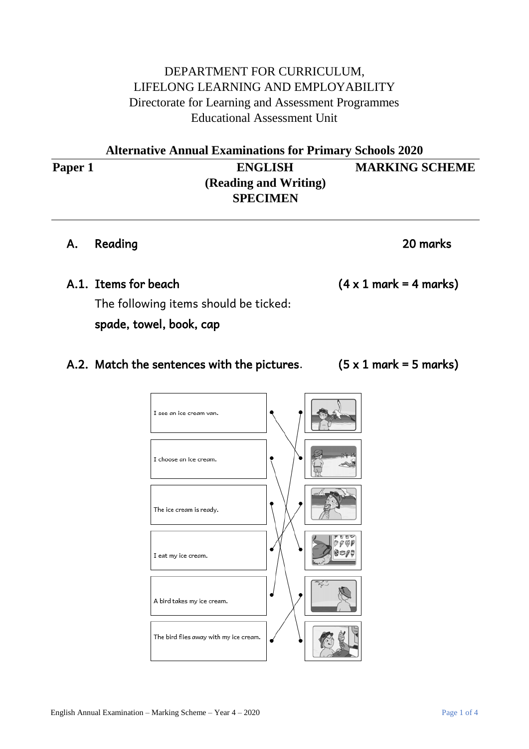DEPARTMENT FOR CURRICULUM,
LIFELONG LEARNING AND EMPLOYABILITY
Directorate for Learning and Assessment Programmes
Educational Assessment Unit

**Alternative Annual Examinations for Primary Schools 2020**

**Paper 1** | **ENGLISH (Reading and Writing) SPECIMEN** | **MARKING SCHEME**

---

## A. Reading — 20 marks

### A.1. Items for beach (4 x 1 mark = 4 marks)

The following items should be ticked:

**spade, towel, book, cap**

### A.2. Match the sentences with the pictures. (5 x 1 mark = 5 marks)

I see an ice cream van.

I choose an ice cream.

The ice cream is ready.

I eat my ice cream.

A bird takes my ice cream.

The bird flies away with my ice cream.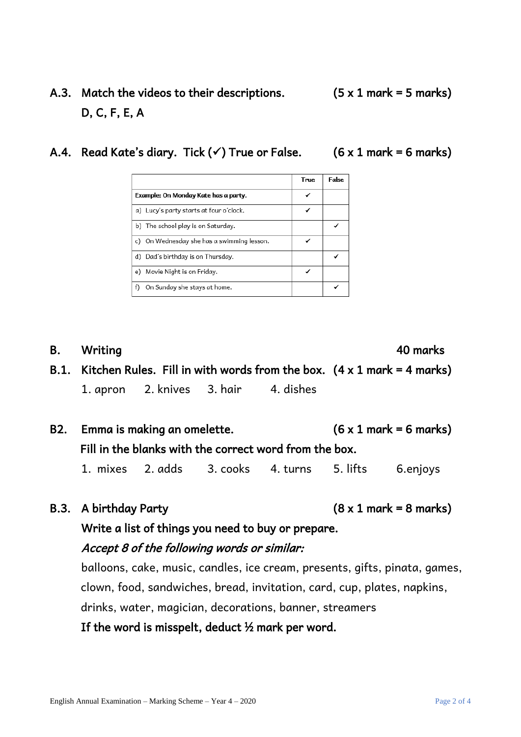## A.3. Match the videos to their descriptions. (5 x 1 mark = 5 marks)

**D, C, F, E, A**

## A.4. Read Kate's diary. Tick (✓) True or False. (6 x 1 mark = 6 marks)

| | True | False |
|---|---|---|
| **Example: On Monday Kate has a party.** | ✓ | |
| a) Lucy's party starts at four o'clock. | ✓ | |
| b) The school play is on Saturday. | | ✓ |
| c) On Wednesday she has a swimming lesson. | ✓ | |
| d) Dad's birthday is on Thursday. | | ✓ |
| e) Movie Night is on Friday. | ✓ | |
| f) On Sunday she stays at home. | | ✓ |

# B. Writing — 40 marks

## B.1. Kitchen Rules. Fill in with words from the box. (4 x 1 mark = 4 marks)

1. apron 2. knives 3. hair 4. dishes

## B2. Emma is making an omelette. (6 x 1 mark = 6 marks)

**Fill in the blanks with the correct word from the box.**

1. mixes 2. adds 3. cooks 4. turns 5. lifts 6. enjoys

## B.3. A birthday Party (8 x 1 mark = 8 marks)

**Write a list of things you need to buy or prepare.**

***Accept 8 of the following words or similar:***

balloons, cake, music, candles, ice cream, presents, gifts, pinata, games, clown, food, sandwiches, bread, invitation, card, cup, plates, napkins, drinks, water, magician, decorations, banner, streamers

**If the word is misspelt, deduct ½ mark per word.**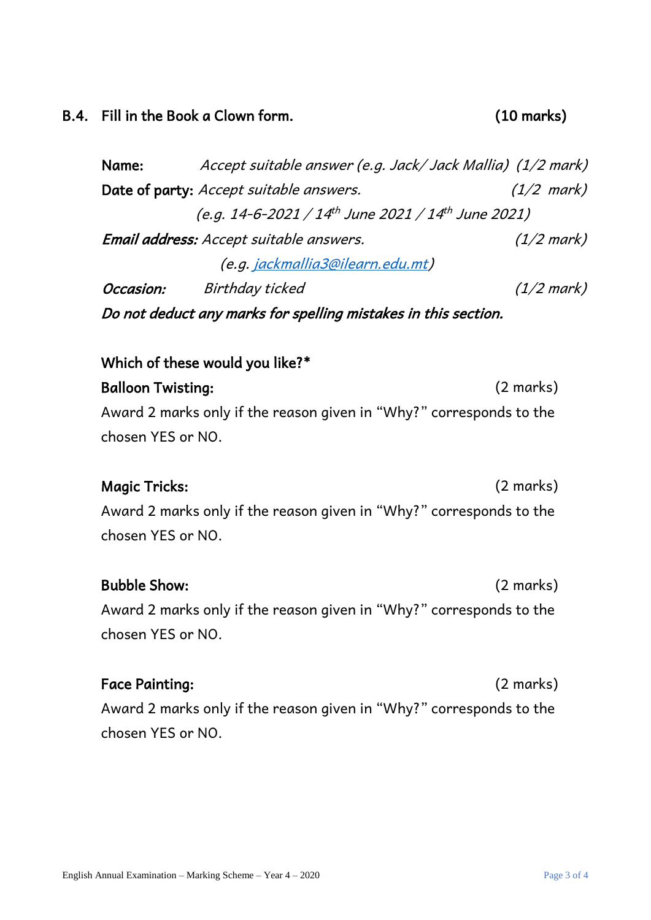## B.4. Fill in the Book a Clown form. (10 marks)

**Name:** *Accept suitable answer (e.g. Jack/ Jack Mallia) (1/2 mark)*

**Date of party:** *Accept suitable answers. (1/2 mark)*
*(e.g. 14-6-2021 / 14th June 2021 / 14th June 2021)*

***Email address:*** *Accept suitable answers. (1/2 mark)*
*(e.g. jackmallia3@ilearn.edu.mt)*

***Occasion:*** *Birthday ticked (1/2 mark)*

***Do not deduct any marks for spelling mistakes in this section.***

**Which of these would you like?***

**Balloon Twisting:** (2 marks)
Award 2 marks only if the reason given in "Why?" corresponds to the chosen YES or NO.

**Magic Tricks:** (2 marks)
Award 2 marks only if the reason given in "Why?" corresponds to the chosen YES or NO.

**Bubble Show:** (2 marks)
Award 2 marks only if the reason given in "Why?" corresponds to the chosen YES or NO.

**Face Painting:** (2 marks)
Award 2 marks only if the reason given in "Why?" corresponds to the chosen YES or NO.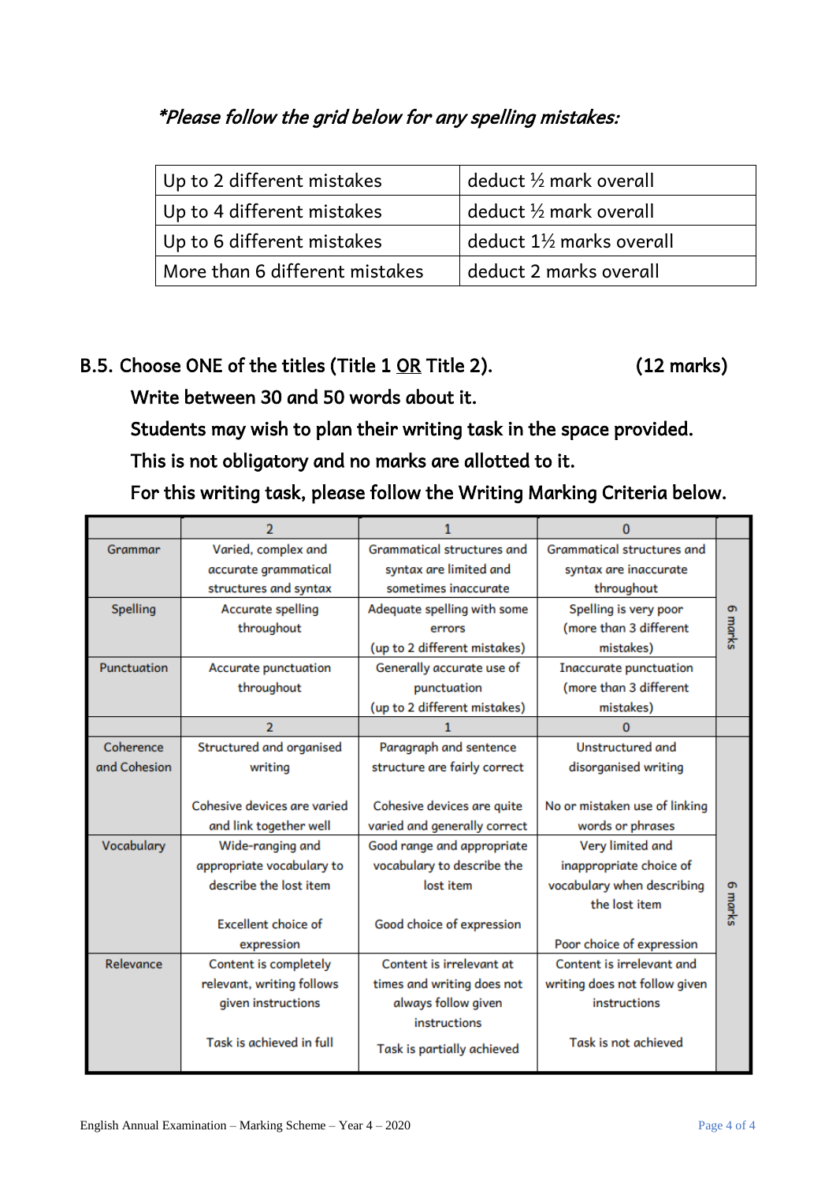*\*Please follow the grid below for any spelling mistakes:*

| | |
|---|---|
| Up to 2 different mistakes | deduct ½ mark overall |
| Up to 4 different mistakes | deduct ½ mark overall |
| Up to 6 different mistakes | deduct 1½ marks overall |
| More than 6 different mistakes | deduct 2 marks overall |

**B.5. Choose ONE of the titles (Title 1 OR Title 2). (12 marks)**

**Write between 30 and 50 words about it.**

**Students may wish to plan their writing task in the space provided.**

**This is not obligatory and no marks are allotted to it.**

**For this writing task, please follow the Writing Marking Criteria below.**

| | 2 | 1 | 0 | |
|---|---|---|---|---|
| Grammar | Varied, complex and accurate grammatical structures and syntax | Grammatical structures and syntax are limited and sometimes inaccurate | Grammatical structures and syntax are inaccurate throughout | 6 marks |
| Spelling | Accurate spelling throughout | Adequate spelling with some errors (up to 2 different mistakes) | Spelling is very poor (more than 3 different mistakes) | |
| Punctuation | Accurate punctuation throughout | Generally accurate use of punctuation (up to 2 different mistakes) | Inaccurate punctuation (more than 3 different mistakes) | |
| | 2 | 1 | 0 | |
| Coherence and Cohesion | Structured and organised writing<br><br>Cohesive devices are varied and link together well | Paragraph and sentence structure are fairly correct<br><br>Cohesive devices are quite varied and generally correct | Unstructured and disorganised writing<br><br>No or mistaken use of linking words or phrases | 6 marks |
| Vocabulary | Wide-ranging and appropriate vocabulary to describe the lost item<br><br>Excellent choice of expression | Good range and appropriate vocabulary to describe the lost item<br><br>Good choice of expression | Very limited and inappropriate choice of vocabulary when describing the lost item<br><br>Poor choice of expression | |
| Relevance | Content is completely relevant, writing follows given instructions<br><br>Task is achieved in full | Content is irrelevant at times and writing does not always follow given instructions<br><br>Task is partially achieved | Content is irrelevant and writing does not follow given instructions<br><br>Task is not achieved | |